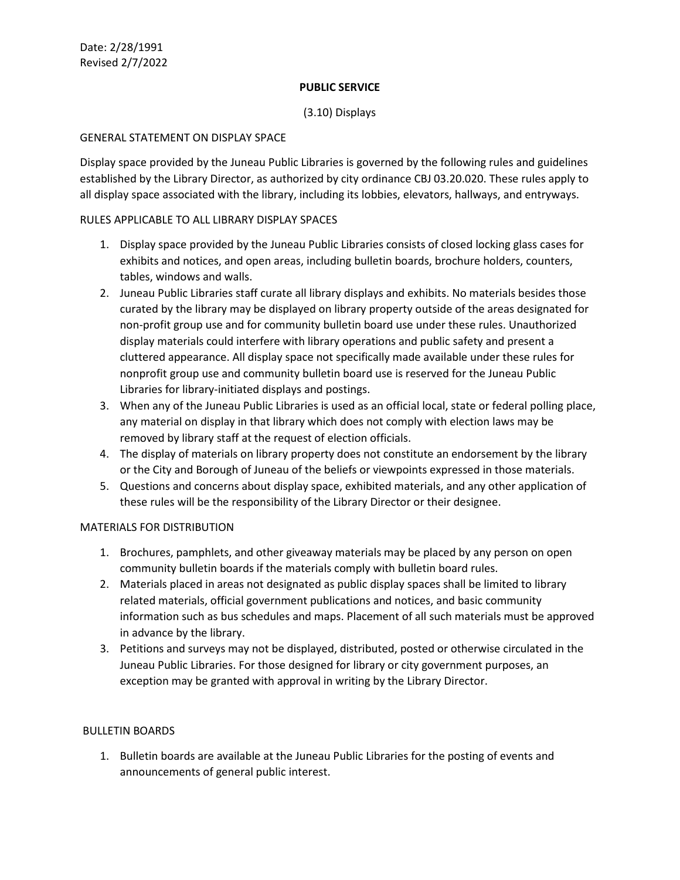Date: 2/28/1991
Revised 2/7/2022

**PUBLIC SERVICE**

(3.10) Displays

GENERAL STATEMENT ON DISPLAY SPACE

Display space provided by the Juneau Public Libraries is governed by the following rules and guidelines established by the Library Director, as authorized by city ordinance CBJ 03.20.020. These rules apply to all display space associated with the library, including its lobbies, elevators, hallways, and entryways.

RULES APPLICABLE TO ALL LIBRARY DISPLAY SPACES

1. Display space provided by the Juneau Public Libraries consists of closed locking glass cases for exhibits and notices, and open areas, including bulletin boards, brochure holders, counters, tables, windows and walls.
2. Juneau Public Libraries staff curate all library displays and exhibits. No materials besides those curated by the library may be displayed on library property outside of the areas designated for non-profit group use and for community bulletin board use under these rules. Unauthorized display materials could interfere with library operations and public safety and present a cluttered appearance. All display space not specifically made available under these rules for nonprofit group use and community bulletin board use is reserved for the Juneau Public Libraries for library-initiated displays and postings.
3. When any of the Juneau Public Libraries is used as an official local, state or federal polling place, any material on display in that library which does not comply with election laws may be removed by library staff at the request of election officials.
4. The display of materials on library property does not constitute an endorsement by the library or the City and Borough of Juneau of the beliefs or viewpoints expressed in those materials.
5. Questions and concerns about display space, exhibited materials, and any other application of these rules will be the responsibility of the Library Director or their designee.

MATERIALS FOR DISTRIBUTION

1. Brochures, pamphlets, and other giveaway materials may be placed by any person on open community bulletin boards if the materials comply with bulletin board rules.
2. Materials placed in areas not designated as public display spaces shall be limited to library related materials, official government publications and notices, and basic community information such as bus schedules and maps. Placement of all such materials must be approved in advance by the library.
3. Petitions and surveys may not be displayed, distributed, posted or otherwise circulated in the Juneau Public Libraries. For those designed for library or city government purposes, an exception may be granted with approval in writing by the Library Director.

BULLETIN BOARDS

1. Bulletin boards are available at the Juneau Public Libraries for the posting of events and announcements of general public interest.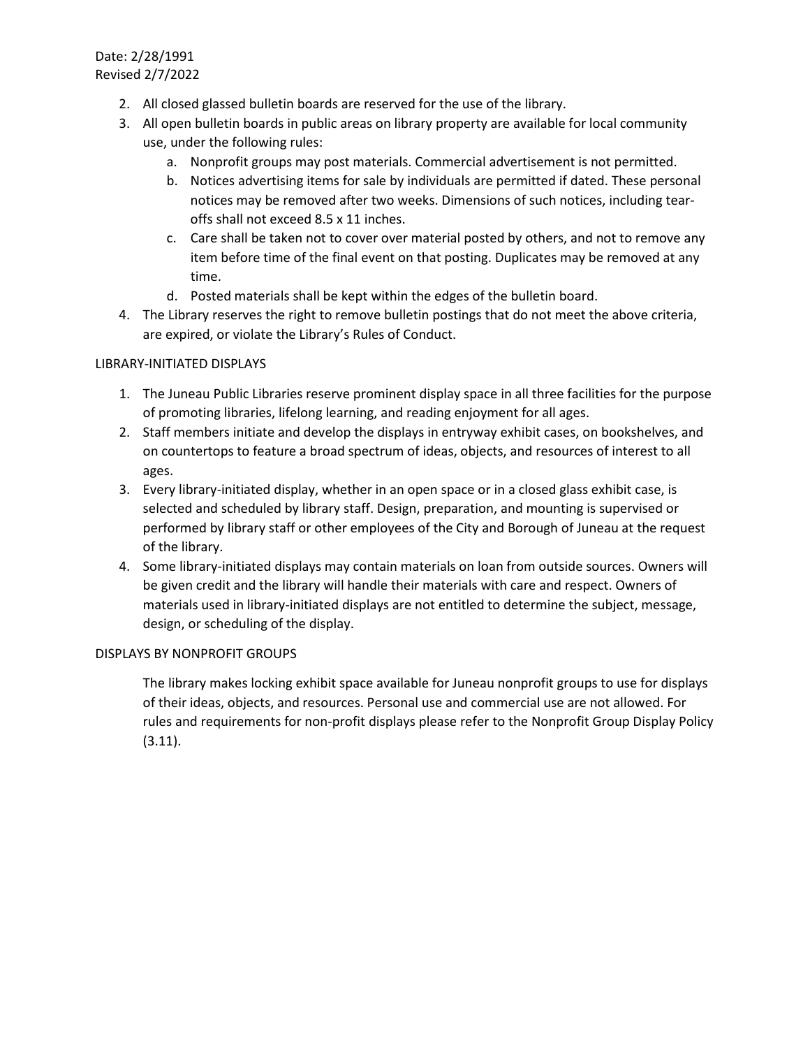Date: 2/28/1991
Revised 2/7/2022

2. All closed glassed bulletin boards are reserved for the use of the library.
3. All open bulletin boards in public areas on library property are available for local community use, under the following rules:
   a. Nonprofit groups may post materials. Commercial advertisement is not permitted.
   b. Notices advertising items for sale by individuals are permitted if dated. These personal notices may be removed after two weeks. Dimensions of such notices, including tear-offs shall not exceed 8.5 x 11 inches.
   c. Care shall be taken not to cover over material posted by others, and not to remove any item before time of the final event on that posting. Duplicates may be removed at any time.
   d. Posted materials shall be kept within the edges of the bulletin board.
4. The Library reserves the right to remove bulletin postings that do not meet the above criteria, are expired, or violate the Library's Rules of Conduct.

## LIBRARY-INITIATED DISPLAYS

1. The Juneau Public Libraries reserve prominent display space in all three facilities for the purpose of promoting libraries, lifelong learning, and reading enjoyment for all ages.
2. Staff members initiate and develop the displays in entryway exhibit cases, on bookshelves, and on countertops to feature a broad spectrum of ideas, objects, and resources of interest to all ages.
3. Every library-initiated display, whether in an open space or in a closed glass exhibit case, is selected and scheduled by library staff. Design, preparation, and mounting is supervised or performed by library staff or other employees of the City and Borough of Juneau at the request of the library.
4. Some library-initiated displays may contain materials on loan from outside sources. Owners will be given credit and the library will handle their materials with care and respect. Owners of materials used in library-initiated displays are not entitled to determine the subject, message, design, or scheduling of the display.

## DISPLAYS BY NONPROFIT GROUPS

The library makes locking exhibit space available for Juneau nonprofit groups to use for displays of their ideas, objects, and resources. Personal use and commercial use are not allowed. For rules and requirements for non-profit displays please refer to the Nonprofit Group Display Policy (3.11).